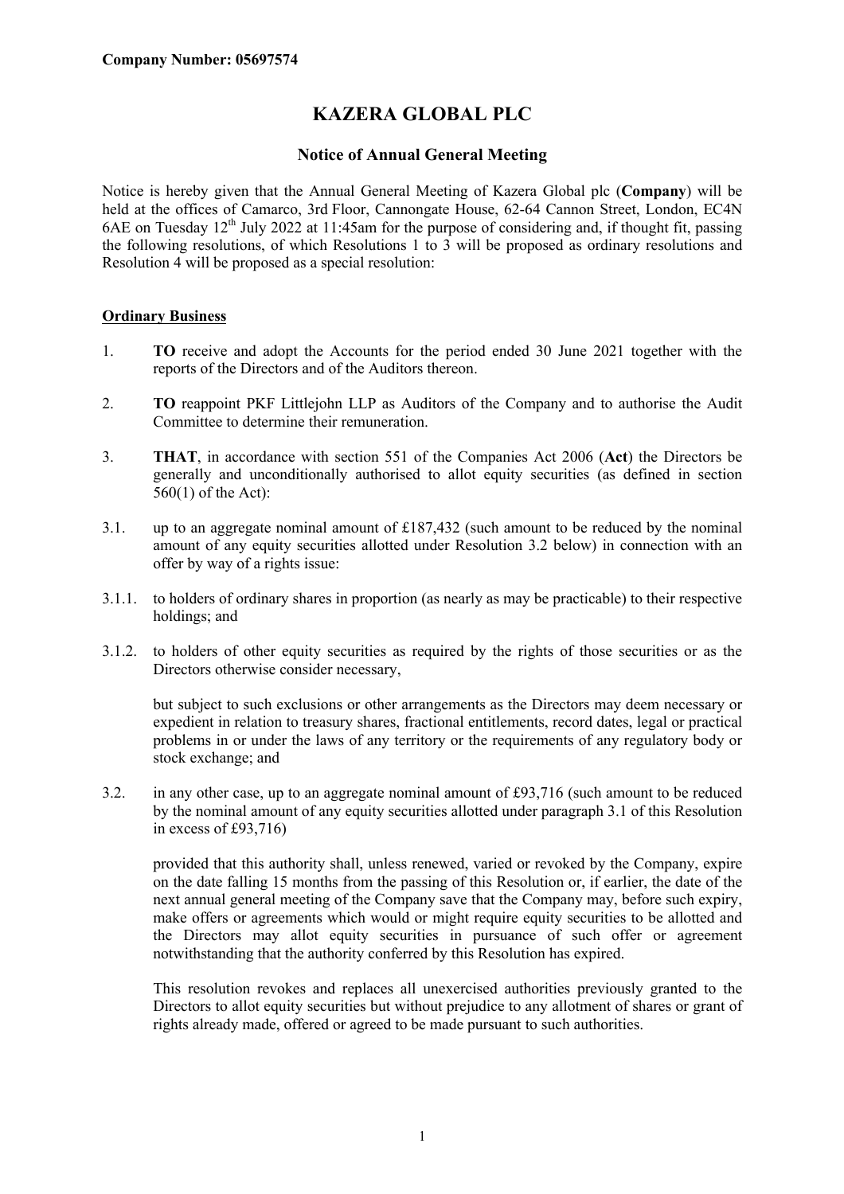**Company Number: 05697574**

# KAZERA GLOBAL PLC

## Notice of Annual General Meeting

Notice is hereby given that the Annual General Meeting of Kazera Global plc (**Company**) will be held at the offices of Camarco, 3rd Floor, Cannongate House, 62-64 Cannon Street, London, EC4N 6AE on Tuesday 12th July 2022 at 11:45am for the purpose of considering and, if thought fit, passing the following resolutions, of which Resolutions 1 to 3 will be proposed as ordinary resolutions and Resolution 4 will be proposed as a special resolution:

### Ordinary Business

1. **TO** receive and adopt the Accounts for the period ended 30 June 2021 together with the reports of the Directors and of the Auditors thereon.

2. **TO** reappoint PKF Littlejohn LLP as Auditors of the Company and to authorise the Audit Committee to determine their remuneration.

3. **THAT**, in accordance with section 551 of the Companies Act 2006 (**Act**) the Directors be generally and unconditionally authorised to allot equity securities (as defined in section 560(1) of the Act):

3.1. up to an aggregate nominal amount of £187,432 (such amount to be reduced by the nominal amount of any equity securities allotted under Resolution 3.2 below) in connection with an offer by way of a rights issue:

3.1.1. to holders of ordinary shares in proportion (as nearly as may be practicable) to their respective holdings; and

3.1.2. to holders of other equity securities as required by the rights of those securities or as the Directors otherwise consider necessary,

but subject to such exclusions or other arrangements as the Directors may deem necessary or expedient in relation to treasury shares, fractional entitlements, record dates, legal or practical problems in or under the laws of any territory or the requirements of any regulatory body or stock exchange; and

3.2. in any other case, up to an aggregate nominal amount of £93,716 (such amount to be reduced by the nominal amount of any equity securities allotted under paragraph 3.1 of this Resolution in excess of £93,716)

provided that this authority shall, unless renewed, varied or revoked by the Company, expire on the date falling 15 months from the passing of this Resolution or, if earlier, the date of the next annual general meeting of the Company save that the Company may, before such expiry, make offers or agreements which would or might require equity securities to be allotted and the Directors may allot equity securities in pursuance of such offer or agreement notwithstanding that the authority conferred by this Resolution has expired.

This resolution revokes and replaces all unexercised authorities previously granted to the Directors to allot equity securities but without prejudice to any allotment of shares or grant of rights already made, offered or agreed to be made pursuant to such authorities.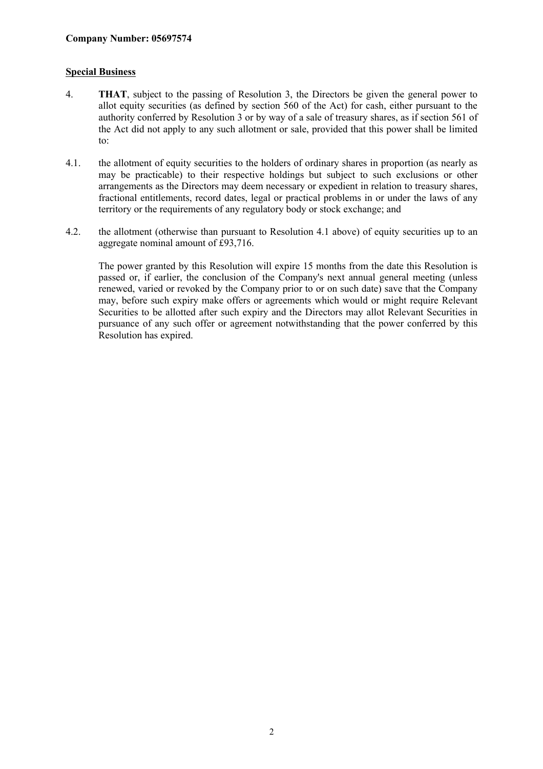**Company Number: 05697574**

**Special Business**

4. **THAT**, subject to the passing of Resolution 3, the Directors be given the general power to allot equity securities (as defined by section 560 of the Act) for cash, either pursuant to the authority conferred by Resolution 3 or by way of a sale of treasury shares, as if section 561 of the Act did not apply to any such allotment or sale, provided that this power shall be limited to:

4.1. the allotment of equity securities to the holders of ordinary shares in proportion (as nearly as may be practicable) to their respective holdings but subject to such exclusions or other arrangements as the Directors may deem necessary or expedient in relation to treasury shares, fractional entitlements, record dates, legal or practical problems in or under the laws of any territory or the requirements of any regulatory body or stock exchange; and

4.2. the allotment (otherwise than pursuant to Resolution 4.1 above) of equity securities up to an aggregate nominal amount of £93,716.

The power granted by this Resolution will expire 15 months from the date this Resolution is passed or, if earlier, the conclusion of the Company's next annual general meeting (unless renewed, varied or revoked by the Company prior to or on such date) save that the Company may, before such expiry make offers or agreements which would or might require Relevant Securities to be allotted after such expiry and the Directors may allot Relevant Securities in pursuance of any such offer or agreement notwithstanding that the power conferred by this Resolution has expired.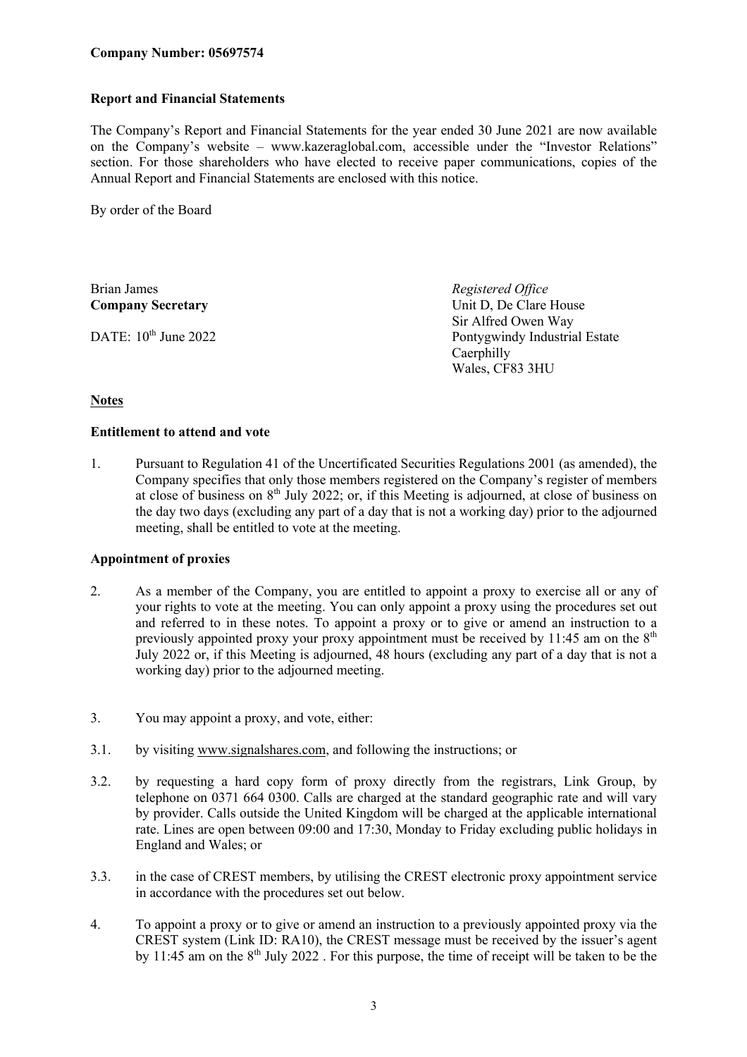**Company Number: 05697574**

**Report and Financial Statements**

The Company's Report and Financial Statements for the year ended 30 June 2021 are now available on the Company's website – www.kazeraglobal.com, accessible under the "Investor Relations" section. For those shareholders who have elected to receive paper communications, copies of the Annual Report and Financial Statements are enclosed with this notice.

By order of the Board

Brian James
**Company Secretary**

DATE: 10th June 2022

*Registered Office*
Unit D, De Clare House
Sir Alfred Owen Way
Pontygwindy Industrial Estate
Caerphilly
Wales, CF83 3HU

## Notes

**Entitlement to attend and vote**

1. Pursuant to Regulation 41 of the Uncertificated Securities Regulations 2001 (as amended), the Company specifies that only those members registered on the Company's register of members at close of business on 8th July 2022; or, if this Meeting is adjourned, at close of business on the day two days (excluding any part of a day that is not a working day) prior to the adjourned meeting, shall be entitled to vote at the meeting.

**Appointment of proxies**

2. As a member of the Company, you are entitled to appoint a proxy to exercise all or any of your rights to vote at the meeting. You can only appoint a proxy using the procedures set out and referred to in these notes. To appoint a proxy or to give or amend an instruction to a previously appointed proxy your proxy appointment must be received by 11:45 am on the 8th July 2022 or, if this Meeting is adjourned, 48 hours (excluding any part of a day that is not a working day) prior to the adjourned meeting.

3. You may appoint a proxy, and vote, either:

3.1. by visiting www.signalshares.com, and following the instructions; or

3.2. by requesting a hard copy form of proxy directly from the registrars, Link Group, by telephone on 0371 664 0300. Calls are charged at the standard geographic rate and will vary by provider. Calls outside the United Kingdom will be charged at the applicable international rate. Lines are open between 09:00 and 17:30, Monday to Friday excluding public holidays in England and Wales; or

3.3. in the case of CREST members, by utilising the CREST electronic proxy appointment service in accordance with the procedures set out below.

4. To appoint a proxy or to give or amend an instruction to a previously appointed proxy via the CREST system (Link ID: RA10), the CREST message must be received by the issuer's agent by 11:45 am on the 8th July 2022 . For this purpose, the time of receipt will be taken to be the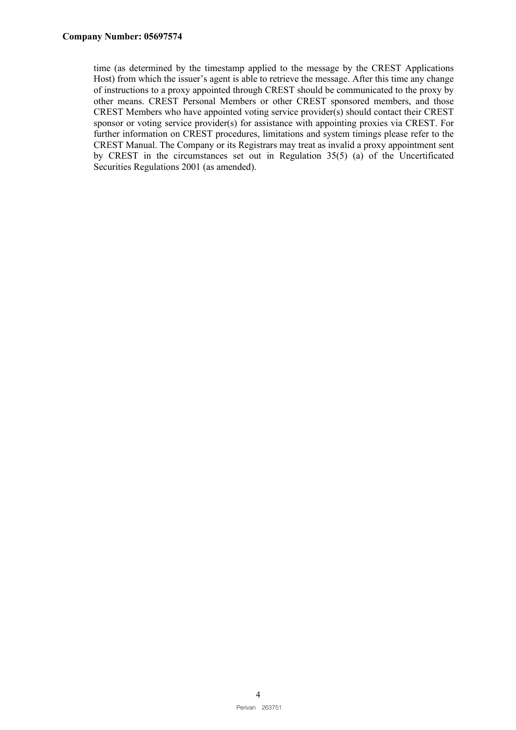time (as determined by the timestamp applied to the message by the CREST Applications Host) from which the issuer's agent is able to retrieve the message. After this time any change of instructions to a proxy appointed through CREST should be communicated to the proxy by other means. CREST Personal Members or other CREST sponsored members, and those CREST Members who have appointed voting service provider(s) should contact their CREST sponsor or voting service provider(s) for assistance with appointing proxies via CREST. For further information on CREST procedures, limitations and system timings please refer to the CREST Manual. The Company or its Registrars may treat as invalid a proxy appointment sent by CREST in the circumstances set out in Regulation 35(5) (a) of the Uncertificated Securities Regulations 2001 (as amended).